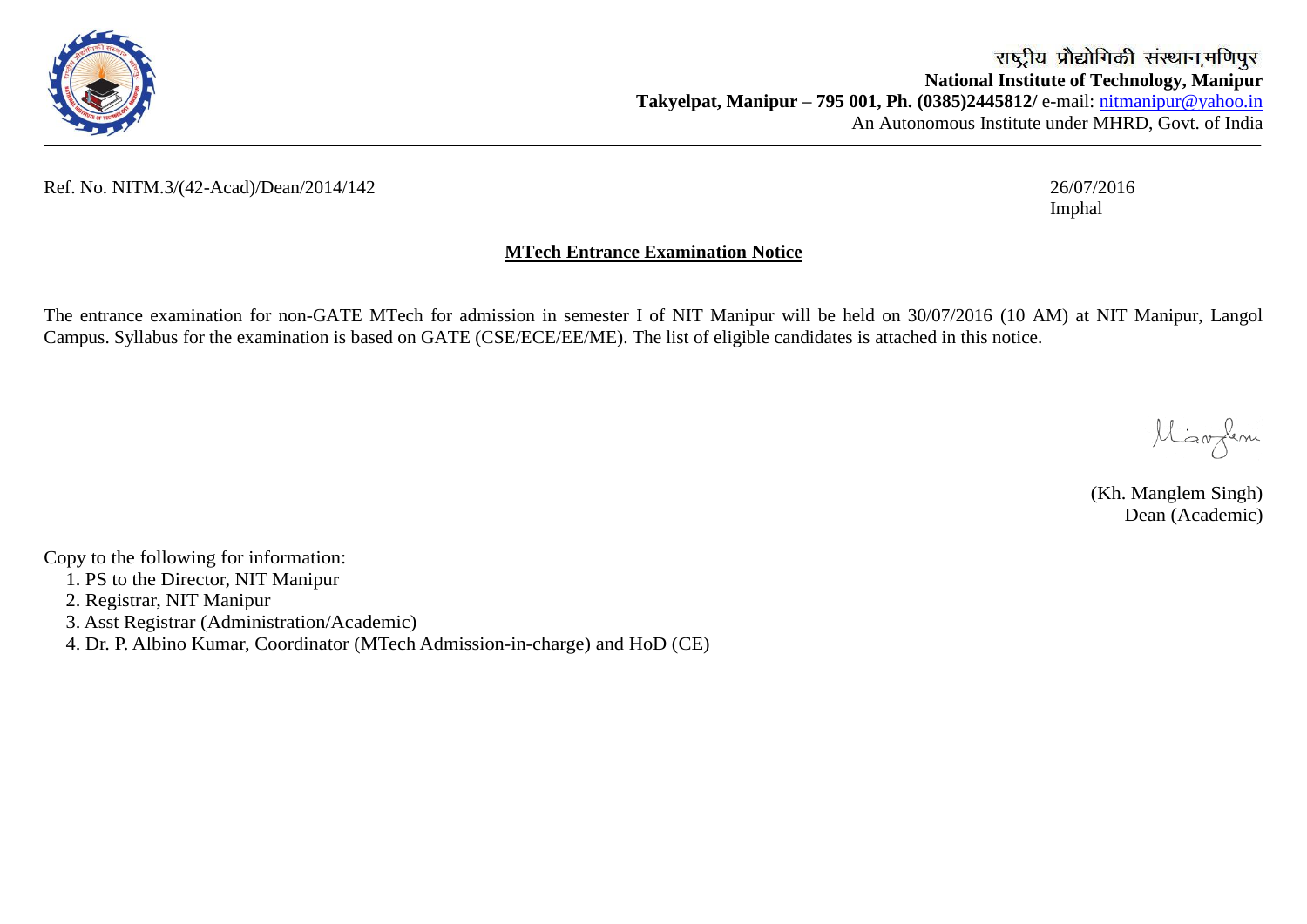राष्ट्रीय प्रौद्योगिकी संस्थान,मणिपुर

**National Institute of Technology, Manipur**

**Takyelpat, Manipur – 795 001, Ph. (0385)2445812/** e-mail: nitmanipur@yahoo.in

An Autonomous Institute under MHRD, Govt. of India

---

Ref. No. NITM.3/(42-Acad)/Dean/2014/142

26/07/2016
Imphal

## MTech Entrance Examination Notice

The entrance examination for non-GATE MTech for admission in semester I of NIT Manipur will be held on 30/07/2016 (10 AM) at NIT Manipur, Langol Campus. Syllabus for the examination is based on GATE (CSE/ECE/EE/ME). The list of eligible candidates is attached in this notice.

(Kh. Manglem Singh)
Dean (Academic)

Copy to the following for information:

1. PS to the Director, NIT Manipur
2. Registrar, NIT Manipur
3. Asst Registrar (Administration/Academic)
4. Dr. P. Albino Kumar, Coordinator (MTech Admission-in-charge) and HoD (CE)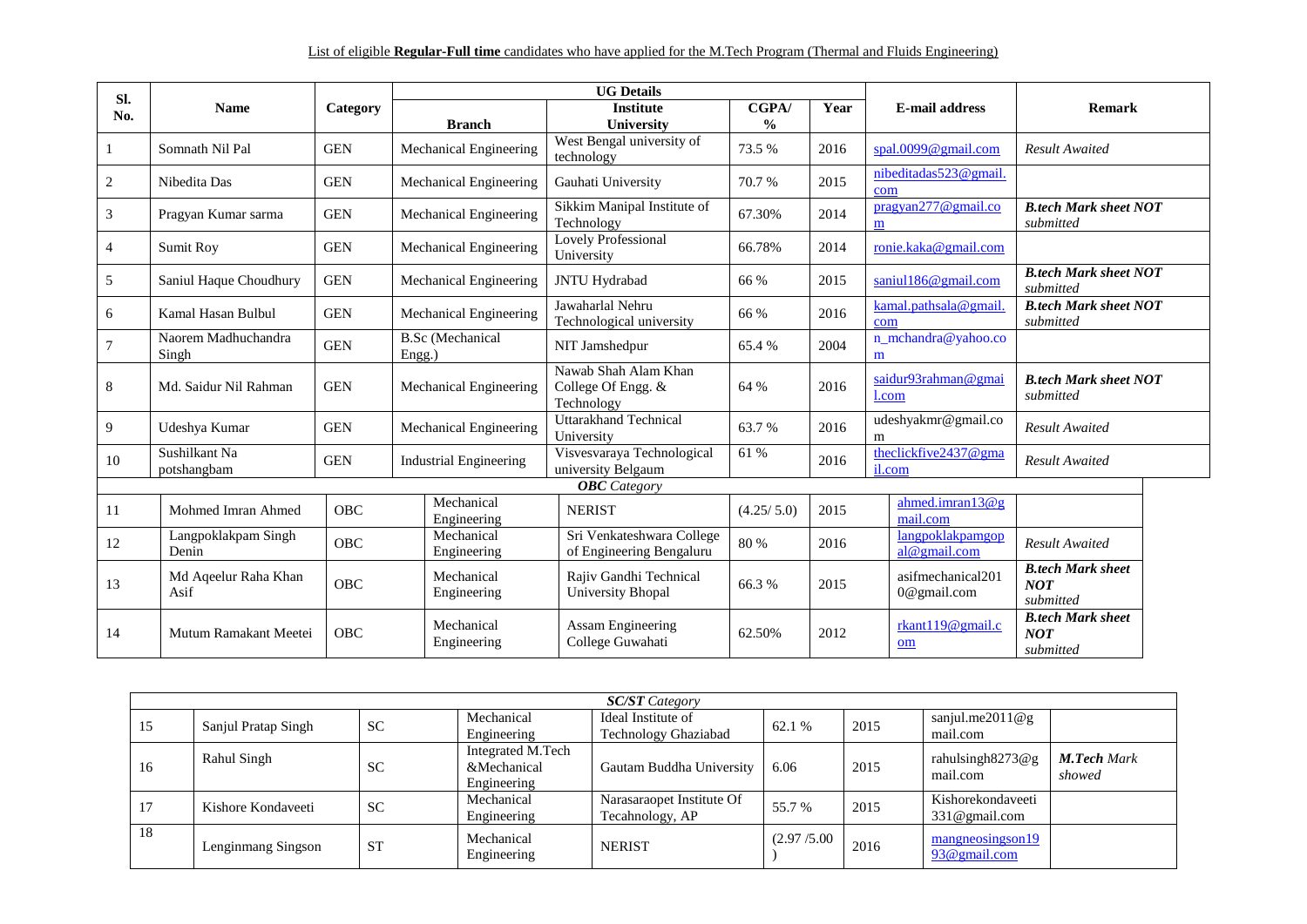List of eligible **Regular-Full time** candidates who have applied for the M.Tech Program (Thermal and Fluids Engineering)

| Sl. No. | Name | Category | UG Details | | | | E-mail address | Remark |
|---|---|---|---|---|---|---|---|---|
| | | | Branch | Institute University | CGPA/ % | Year | | |
| 1 | Somnath Nil Pal | GEN | Mechanical Engineering | West Bengal university of technology | 73.5 % | 2016 | spal.0099@gmail.com | *Result Awaited* |
| 2 | Nibedita Das | GEN | Mechanical Engineering | Gauhati University | 70.7 % | 2015 | nibeditadas523@gmail.com | |
| 3 | Pragyan Kumar sarma | GEN | Mechanical Engineering | Sikkim Manipal Institute of Technology | 67.30% | 2014 | pragyan277@gmail.com | ***B.tech Mark sheet NOT*** *submitted* |
| 4 | Sumit Roy | GEN | Mechanical Engineering | Lovely Professional University | 66.78% | 2014 | ronie.kaka@gmail.com | |
| 5 | Saniul Haque Choudhury | GEN | Mechanical Engineering | JNTU Hydrabad | 66 % | 2015 | saniul186@gmail.com | ***B.tech Mark sheet NOT*** *submitted* |
| 6 | Kamal Hasan Bulbul | GEN | Mechanical Engineering | Jawaharlal Nehru Technological university | 66 % | 2016 | kamal.pathsala@gmail.com | ***B.tech Mark sheet NOT*** *submitted* |
| 7 | Naorem Madhuchandra Singh | GEN | B.Sc (Mechanical Engg.) | NIT Jamshedpur | 65.4 % | 2004 | n_mchandra@yahoo.com | |
| 8 | Md. Saidur Nil Rahman | GEN | Mechanical Engineering | Nawab Shah Alam Khan College Of Engg. & Technology | 64 % | 2016 | saidur93rahman@gmail.com | ***B.tech Mark sheet NOT*** *submitted* |
| 9 | Udeshya Kumar | GEN | Mechanical Engineering | Uttarakhand Technical University | 63.7 % | 2016 | udeshyakmr@gmail.com | *Result Awaited* |
| 10 | Sushilkant Na potshangbam | GEN | Industrial Engineering | Visvesvaraya Technological university Belgaum | 61 % | 2016 | theclickfive2437@gmail.com | *Result Awaited* |
| | | | | ***OBC*** *Category* | | | | |
| 11 | Mohmed Imran Ahmed | OBC | Mechanical Engineering | NERIST | (4.25/ 5.0) | 2015 | ahmed.imran13@gmail.com | |
| 12 | Langpoklakpam Singh Denin | OBC | Mechanical Engineering | Sri Venkateshwara College of Engineering Bengaluru | 80 % | 2016 | langpoklakpamgopal@gmail.com | *Result Awaited* |
| 13 | Md Aqeelur Raha Khan Asif | OBC | Mechanical Engineering | Rajiv Gandhi Technical University Bhopal | 66.3 % | 2015 | asifmechanical2010@gmail.com | ***B.tech Mark sheet NOT*** *submitted* |
| 14 | Mutum Ramakant Meetei | OBC | Mechanical Engineering | Assam Engineering College Guwahati | 62.50% | 2012 | rkant119@gmail.com | ***B.tech Mark sheet NOT*** *submitted* |
| | | | | ***SC/ST*** *Category* | | | | |
| 15 | Sanjul Pratap Singh | SC | Mechanical Engineering | Ideal Institute of Technology Ghaziabad | 62.1 % | 2015 | sanjul.me2011@gmail.com | |
| 16 | Rahul Singh | SC | Integrated M.Tech &Mechanical Engineering | Gautam Buddha University | 6.06 | 2015 | rahulsingh8273@gmail.com | ***M.Tech*** *Mark showed* |
| 17 | Kishore Kondaveeti | SC | Mechanical Engineering | Narasaraopet Institute Of Tecahnology, AP | 55.7 % | 2015 | Kishorekondaveeti331@gmail.com | |
| 18 | Lenginmang Singson | ST | Mechanical Engineering | NERIST | (2.97 /5.00 ) | 2016 | mangneosingson1993@gmail.com | |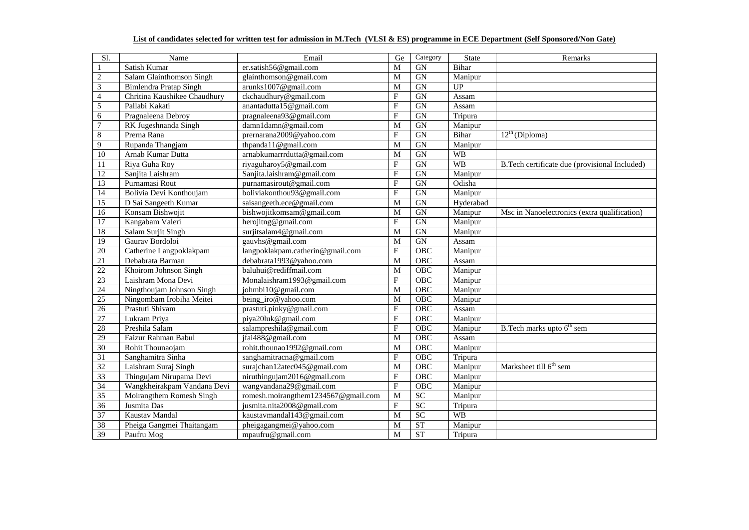**List of candidates selected for written test for admission in M.Tech (VLSI & ES) programme in ECE Department (Self Sponsored/Non Gate)**

| Sl. | Name | Email | Ge | Category | State | Remarks |
|---|---|---|---|---|---|---|
| 1 | Satish Kumar | er.satish56@gmail.com | M | GN | Bihar | |
| 2 | Salam Glainthomson Singh | glainthomson@gmail.com | M | GN | Manipur | |
| 3 | Bimlendra Pratap Singh | arunks1007@gmail.com | M | GN | UP | |
| 4 | Chritina Kaushikee Chaudhury | ckchaudhury@gmail.com | F | GN | Assam | |
| 5 | Pallabi Kakati | anantadutta15@gmail.com | F | GN | Assam | |
| 6 | Pragnaleena Debroy | pragnaleena93@gmail.com | F | GN | Tripura | |
| 7 | RK Jugeshnanda Singh | damn1damn@gmail.com | M | GN | Manipur | |
| 8 | Prerna Rana | prernarana2009@yahoo.com | F | GN | Bihar | 12th (Diploma) |
| 9 | Rupanda Thangjam | thpanda11@gmail.com | M | GN | Manipur | |
| 10 | Arnab Kumar Dutta | arnabkumarrrdutta@gmail.com | M | GN | WB | |
| 11 | Riya Guha Roy | riyaguharoy5@gmail.com | F | GN | WB | B.Tech certificate due (provisional Included) |
| 12 | Sanjita Laishram | Sanjita.laishram@gmail.com | F | GN | Manipur | |
| 13 | Purnamasi Rout | purnamasirout@gmail.com | F | GN | Odisha | |
| 14 | Bolivia Devi Konthoujam | boliviakonthou93@gmail.com | F | GN | Manipur | |
| 15 | D Sai Sangeeth Kumar | saisangeeth.ece@gmail.com | M | GN | Hyderabad | |
| 16 | Konsam Bishwojit | bishwojitkomsam@gmail.com | M | GN | Manipur | Msc in Nanoelectronics (extra qualification) |
| 17 | Kangabam Valeri | herojitng@gmail.com | F | GN | Manipur | |
| 18 | Salam Surjit Singh | surjitsalam4@gmail.com | M | GN | Manipur | |
| 19 | Gaurav Bordoloi | gauvhs@gmail.com | M | GN | Assam | |
| 20 | Catherine Langpoklakpam | langpoklakpam.catherin@gmail.com | F | OBC | Manipur | |
| 21 | Debabrata Barman | debabrata1993@yahoo.com | M | OBC | Assam | |
| 22 | Khoirom Johnson Singh | baluhui@rediffmail.com | M | OBC | Manipur | |
| 23 | Laishram Mona Devi | Monalaishram1993@gmail.com | F | OBC | Manipur | |
| 24 | Ningthoujam Johnson Singh | johmbi10@gmail.com | M | OBC | Manipur | |
| 25 | Ningombam Irobiha Meitei | being_iro@yahoo.com | M | OBC | Manipur | |
| 26 | Prastuti Shivam | prastuti.pinky@gmail.com | F | OBC | Assam | |
| 27 | Lukram Priya | piya20luk@gmail.com | F | OBC | Manipur | |
| 28 | Preshila Salam | salampreshila@gmail.com | F | OBC | Manipur | B.Tech marks upto 6th sem |
| 29 | Faizur Rahman Babul | jfai488@gmail.com | M | OBC | Assam | |
| 30 | Rohit Thounaojam | rohit.thounao1992@gmail.com | M | OBC | Manipur | |
| 31 | Sanghamitra Sinha | sanghamitracna@gmail.com | F | OBC | Tripura | |
| 32 | Laishram Suraj Singh | surajchan12atec045@gmail.com | M | OBC | Manipur | Marksheet till 6th sem |
| 33 | Thingujam Nirupama Devi | niruthingujam2016@gmail.com | F | OBC | Manipur | |
| 34 | Wangkheirakpam Vandana Devi | wangvandana29@gmail.com | F | OBC | Manipur | |
| 35 | Moirangthem Romesh Singh | romesh.moirangthem1234567@gmail.com | M | SC | Manipur | |
| 36 | Jusmita Das | jusmita.nita2008@gmail.com | F | SC | Tripura | |
| 37 | Kaustav Mandal | kaustavmandal143@gmail.com | M | SC | WB | |
| 38 | Pheiga Gangmei Thaitangam | pheigagangmei@yahoo.com | M | ST | Manipur | |
| 39 | Paufru Mog | mpaufru@gmail.com | M | ST | Tripura | |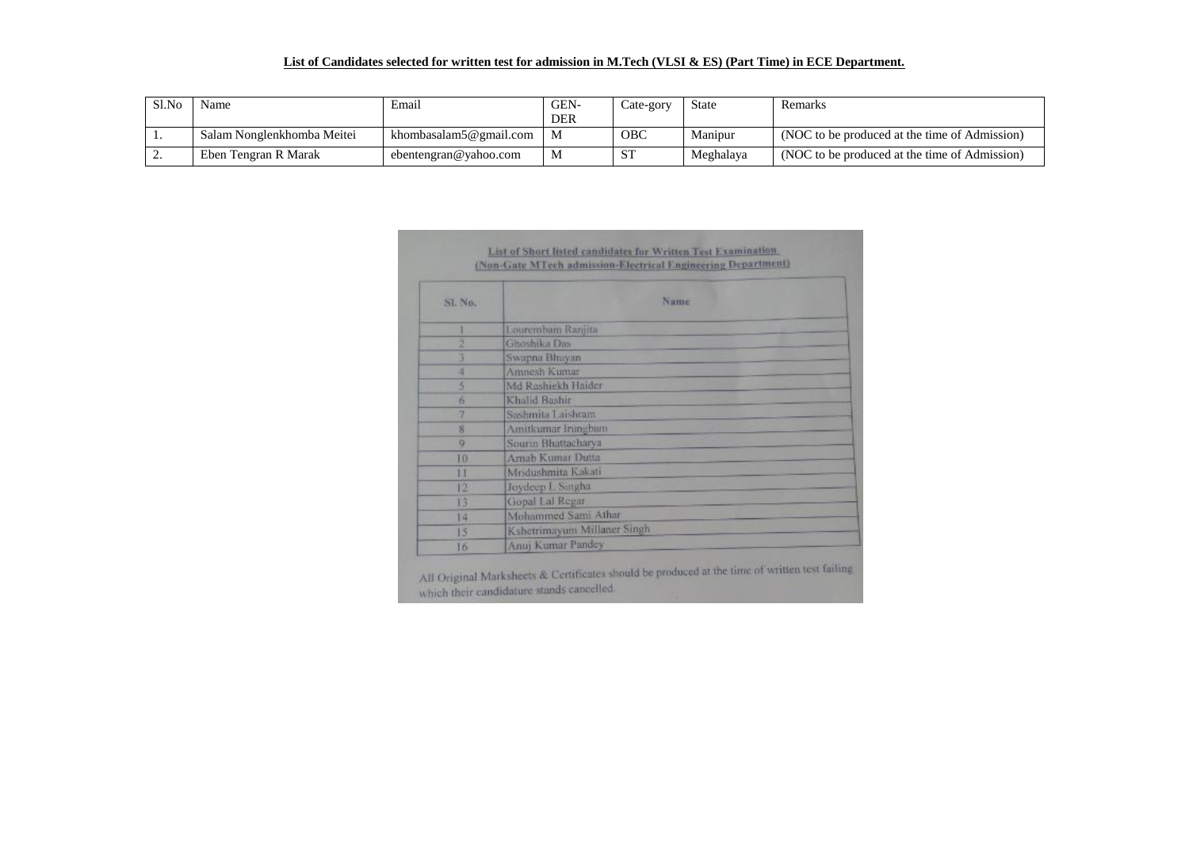**List of Candidates selected for written test for admission in M.Tech (VLSI & ES) (Part Time) in ECE Department.**

| Sl.No | Name | Email | GEN-DER | Cate-gory | State | Remarks |
|---|---|---|---|---|---|---|
| 1. | Salam Nonglenkhomba Meitei | khombasalam5@gmail.com | M | OBC | Manipur | (NOC to be produced at the time of Admission) |
| 2. | Eben Tengran R Marak | ebentengran@yahoo.com | M | ST | Meghalaya | (NOC to be produced at the time of Admission) |

**List of Short listed candidates for Written Test Examination**
**(Non-Gate MTech admission-Electrical Engineering Department)**

| Sl. No. | Name |
|---|---|
| 1 | Lourembam Ranjita |
| 2 | Ghoshika Das |
| 3 | Swapna Bhuyan |
| 4 | Amnesh Kumar |
| 5 | Md Rashiekh Haider |
| 6 | Khalid Bashir |
| 7 | Sashmita Laishram |
| 8 | Amitkumar Irungbam |
| 9 | Sourin Bhattacharya |
| 10 | Arnab Kumar Dutta |
| 11 | Mridushmita Kakati |
| 12 | Joydeep L Singha |
| 13 | Gopal Lal Regar |
| 14 | Mohammed Sami Athar |
| 15 | Kshetrimayum Millaner Singh |
| 16 | Anuj Kumar Pandey |

All Original Marksheets & Certificates should be produced at the time of written test failing which their candidature stands cancelled.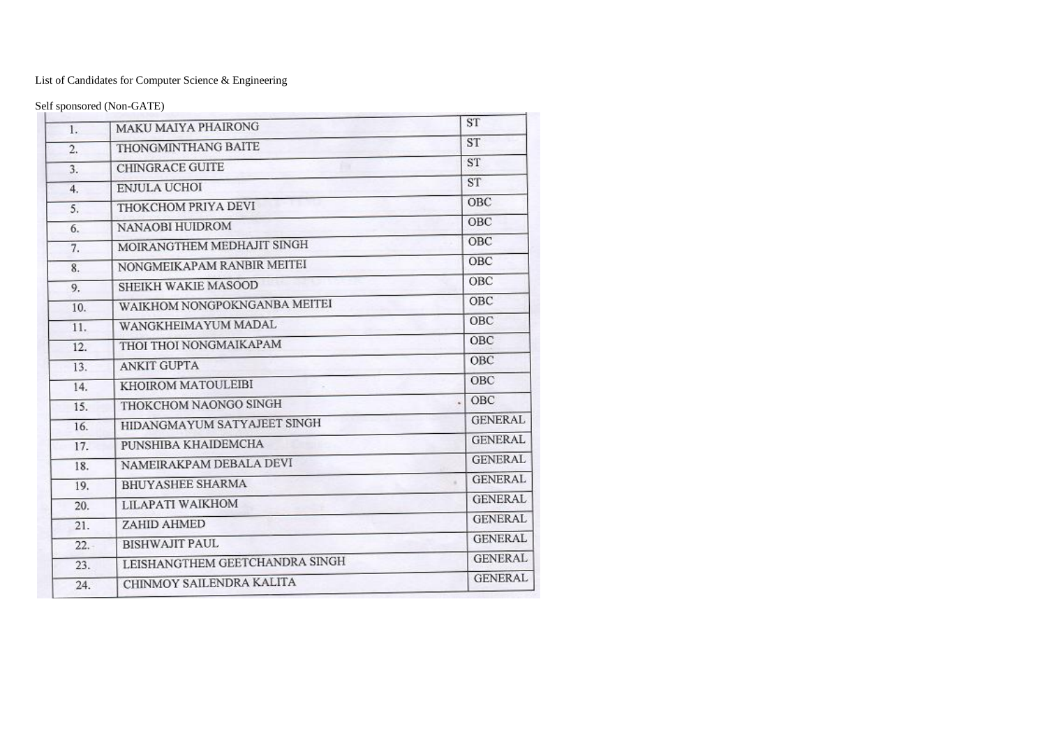List of Candidates for Computer Science & Engineering

Self sponsored (Non-GATE)

| | | |
|---|---|---|
| 1. | MAKU MAIYA PHAIRONG | ST |
| 2. | THONGMINTHANG BAITE | ST |
| 3. | CHINGRACE GUITE | ST |
| 4. | ENJULA UCHOI | ST |
| 5. | THOKCHOM PRIYA DEVI | OBC |
| 6. | NANAOBI HUIDROM | OBC |
| 7. | MOIRANGTHEM MEDHAJIT SINGH | OBC |
| 8. | NONGMEIKAPAM RANBIR MEITEI | OBC |
| 9. | SHEIKH WAKIE MASOOD | OBC |
| 10. | WAIKHOM NONGPOKNGANBA MEITEI | OBC |
| 11. | WANGKHEIMAYUM MADAL | OBC |
| 12. | THOI THOI NONGMAIKAPAM | OBC |
| 13. | ANKIT GUPTA | OBC |
| 14. | KHOIROM MATOULEIBI | OBC |
| 15. | THOKCHOM NAONGO SINGH | OBC |
| 16. | HIDANGMAYUM SATYAJEET SINGH | GENERAL |
| 17. | PUNSHIBA KHAIDEMCHA | GENERAL |
| 18. | NAMEIRAKPAM DEBALA DEVI | GENERAL |
| 19. | BHUYASHEE SHARMA | GENERAL |
| 20. | LILAPATI WAIKHOM | GENERAL |
| 21. | ZAHID AHMED | GENERAL |
| 22. | BISHWAJIT PAUL | GENERAL |
| 23. | LEISHANGTHEM GEETCHANDRA SINGH | GENERAL |
| 24. | CHINMOY SAILENDRA KALITA | GENERAL |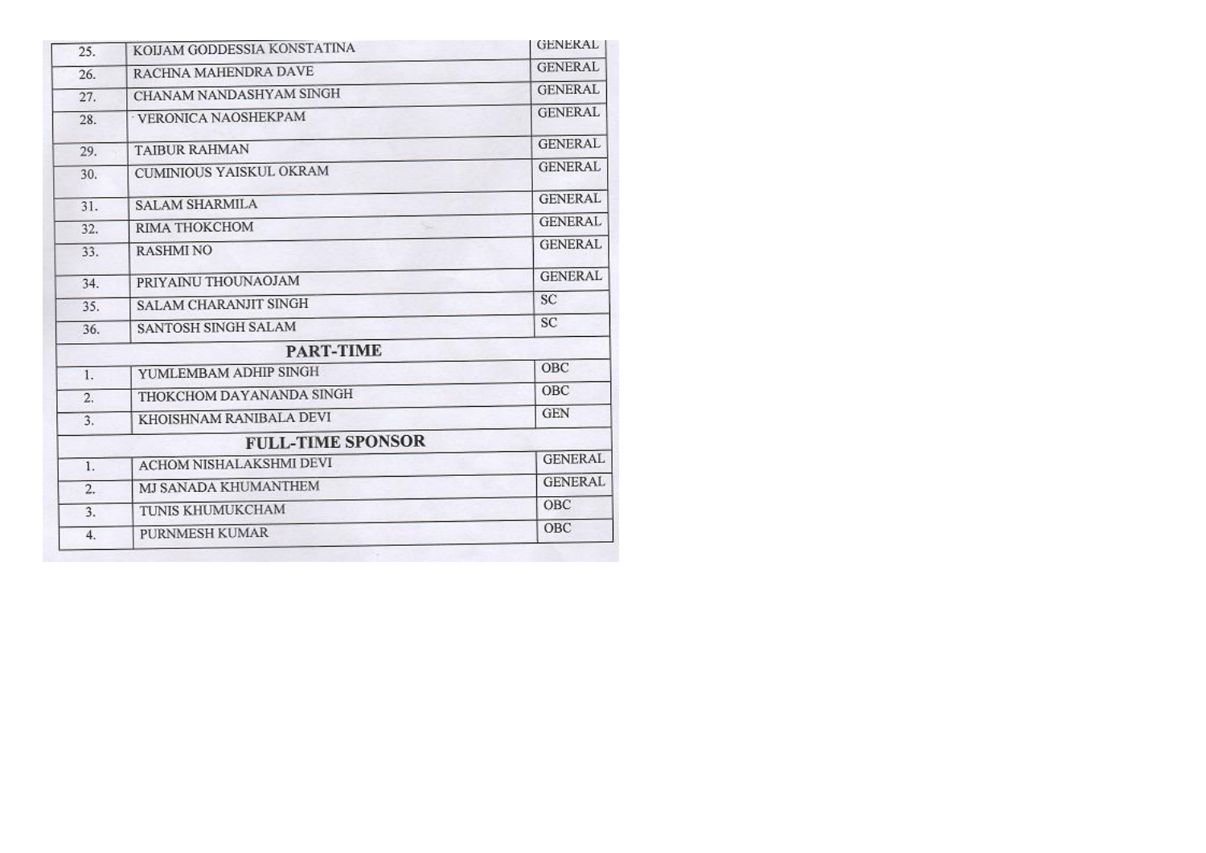| | | |
|---|---|---|
| 25. | KOIJAM GODDESSIA KONSTATINA | GENERAL |
| 26. | RACHNA MAHENDRA DAVE | GENERAL |
| 27. | CHANAM NANDASHYAM SINGH | GENERAL |
| 28. | VERONICA NAOSHEKPAM | GENERAL |
| 29. | TAIBUR RAHMAN | GENERAL |
| 30. | CUMINIOUS YAISKUL OKRAM | GENERAL |
| 31. | SALAM SHARMILA | GENERAL |
| 32. | RIMA THOKCHOM | GENERAL |
| 33. | RASHMI NO | GENERAL |
| 34. | PRIYAINU THOUNAOJAM | GENERAL |
| 35. | SALAM CHARANJIT SINGH | SC |
| 36. | SANTOSH SINGH SALAM | SC |
| **PART-TIME** | | |
| 1. | YUMLEMBAM ADHIP SINGH | OBC |
| 2. | THOKCHOM DAYANANDA SINGH | OBC |
| 3. | KHOISHNAM RANIBALA DEVI | GEN |
| **FULL-TIME SPONSOR** | | |
| 1. | ACHOM NISHALAKSHMI DEVI | GENERAL |
| 2. | MJ SANADA KHUMANTHEM | GENERAL |
| 3. | TUNIS KHUMUKCHAM | OBC |
| 4. | PURNMESH KUMAR | OBC |